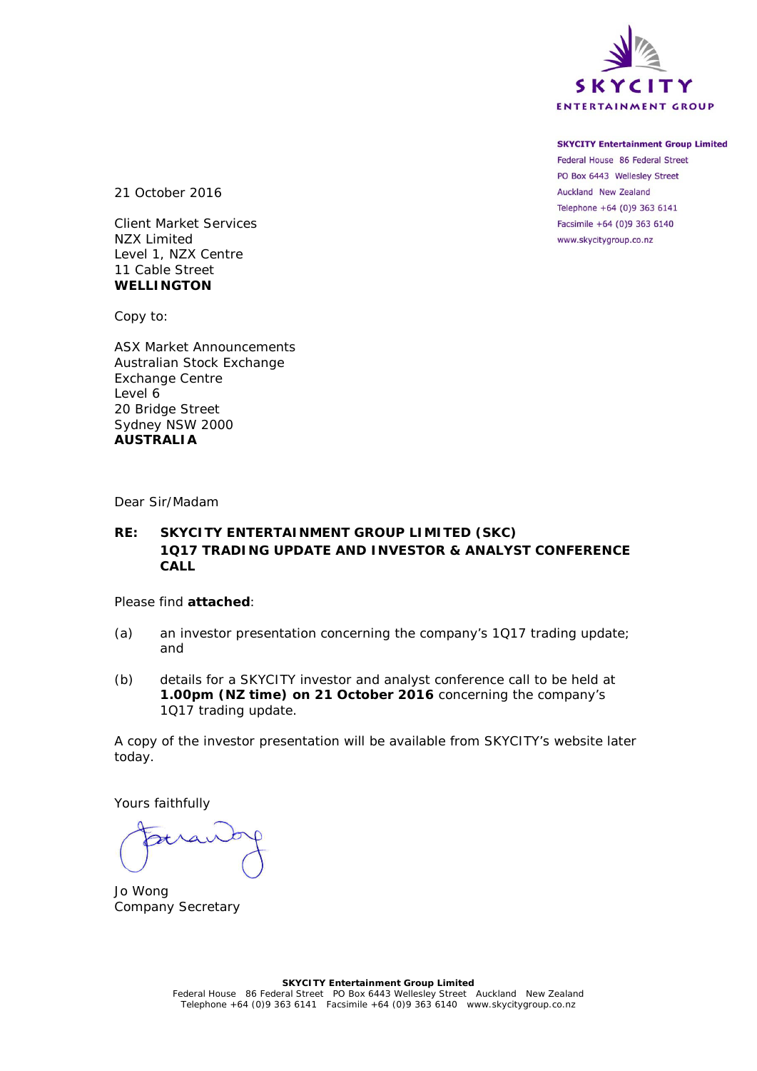**SKYCITY Entertainment Group Limited**
Federal House 86 Federal Street
PO Box 6443 Wellesley Street
Auckland New Zealand
Telephone +64 (0)9 363 6141
Facsimile +64 (0)9 363 6140
www.skycitygroup.co.nz

21 October 2016

Client Market Services
NZX Limited
Level 1, NZX Centre
11 Cable Street
**WELLINGTON**

Copy to:

ASX Market Announcements
Australian Stock Exchange
Exchange Centre
Level 6
20 Bridge Street
Sydney NSW 2000
**AUSTRALIA**

Dear Sir/Madam

**RE: SKYCITY ENTERTAINMENT GROUP LIMITED (SKC)**
**1Q17 TRADING UPDATE AND INVESTOR & ANALYST CONFERENCE CALL**

Please find **attached**:

(a) an investor presentation concerning the company's 1Q17 trading update; and

(b) details for a SKYCITY investor and analyst conference call to be held at **1.00pm (NZ time) on 21 October 2016** concerning the company's 1Q17 trading update.

A copy of the investor presentation will be available from SKYCITY's website later today.

Yours faithfully

Jo Wong
Company Secretary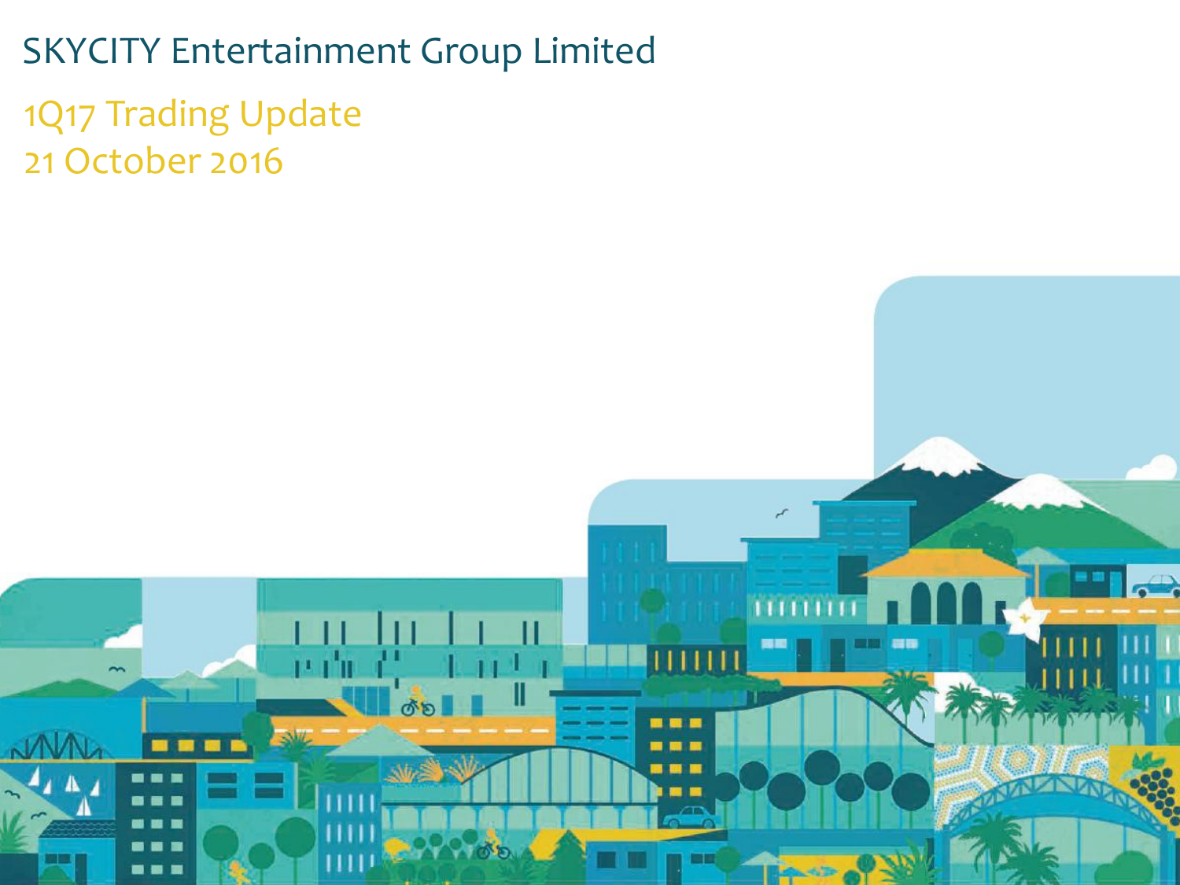# SKYCITY Entertainment Group Limited

## 1Q17 Trading Update
## 21 October 2016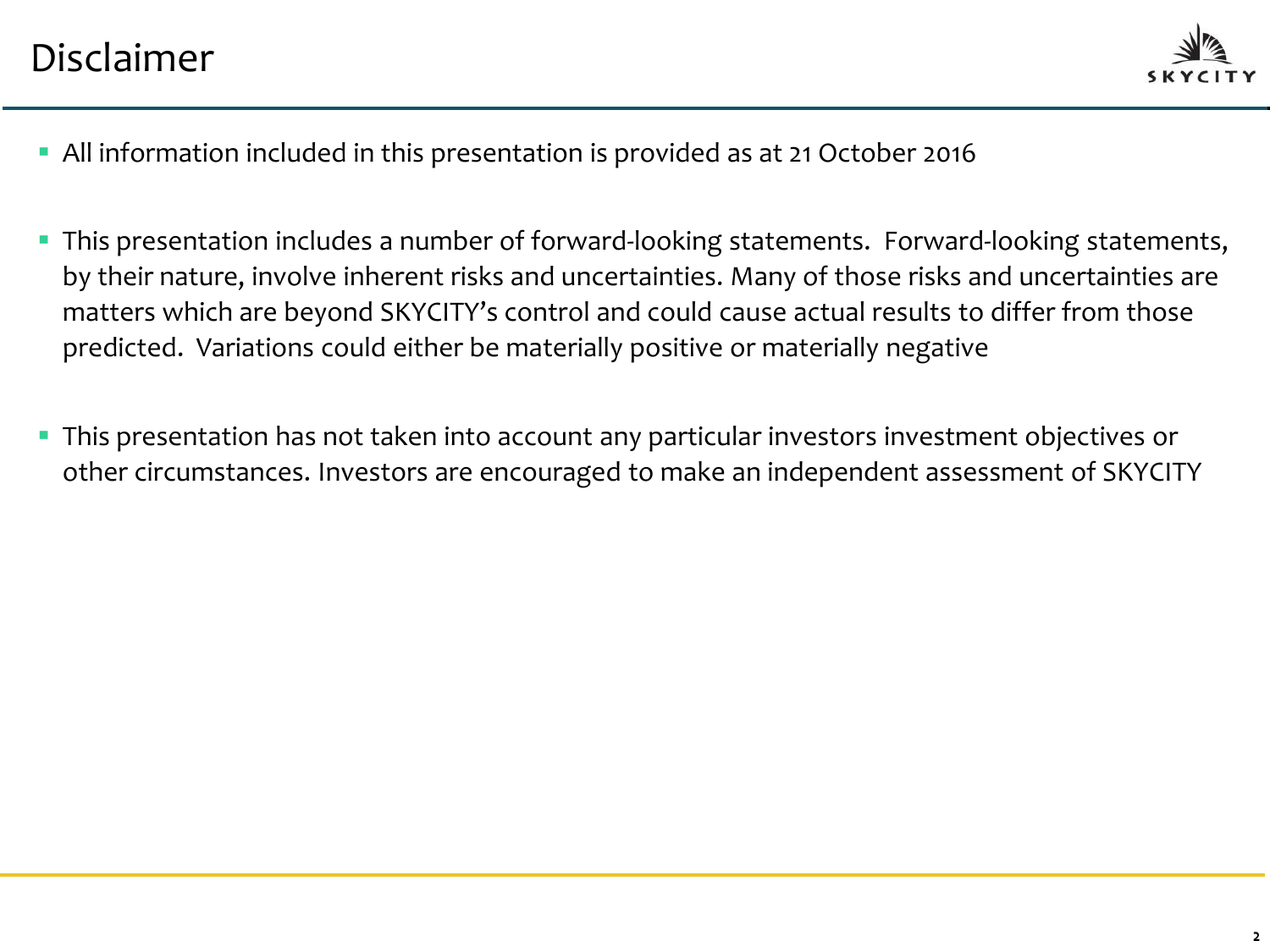# Disclaimer

- All information included in this presentation is provided as at 21 October 2016
- This presentation includes a number of forward-looking statements. Forward-looking statements, by their nature, involve inherent risks and uncertainties. Many of those risks and uncertainties are matters which are beyond SKYCITY's control and could cause actual results to differ from those predicted. Variations could either be materially positive or materially negative
- This presentation has not taken into account any particular investors investment objectives or other circumstances. Investors are encouraged to make an independent assessment of SKYCITY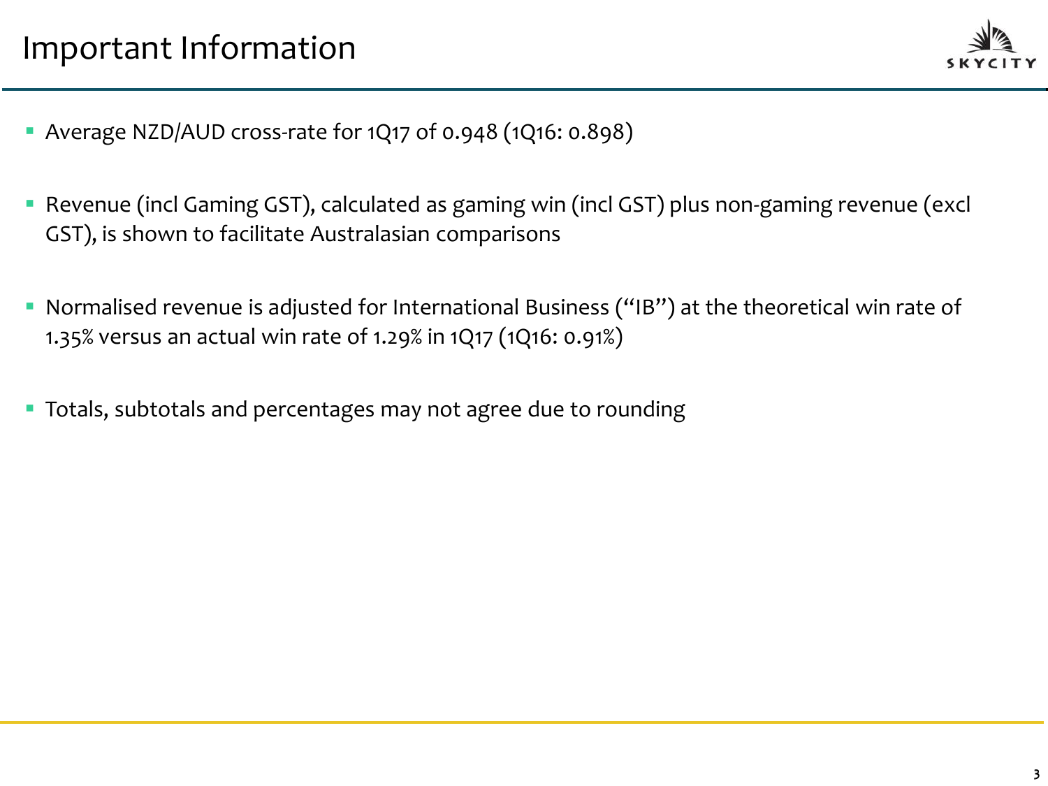# Important Information

- Average NZD/AUD cross-rate for 1Q17 of 0.948 (1Q16: 0.898)
- Revenue (incl Gaming GST), calculated as gaming win (incl GST) plus non-gaming revenue (excl GST), is shown to facilitate Australasian comparisons
- Normalised revenue is adjusted for International Business ("IB") at the theoretical win rate of 1.35% versus an actual win rate of 1.29% in 1Q17 (1Q16: 0.91%)
- Totals, subtotals and percentages may not agree due to rounding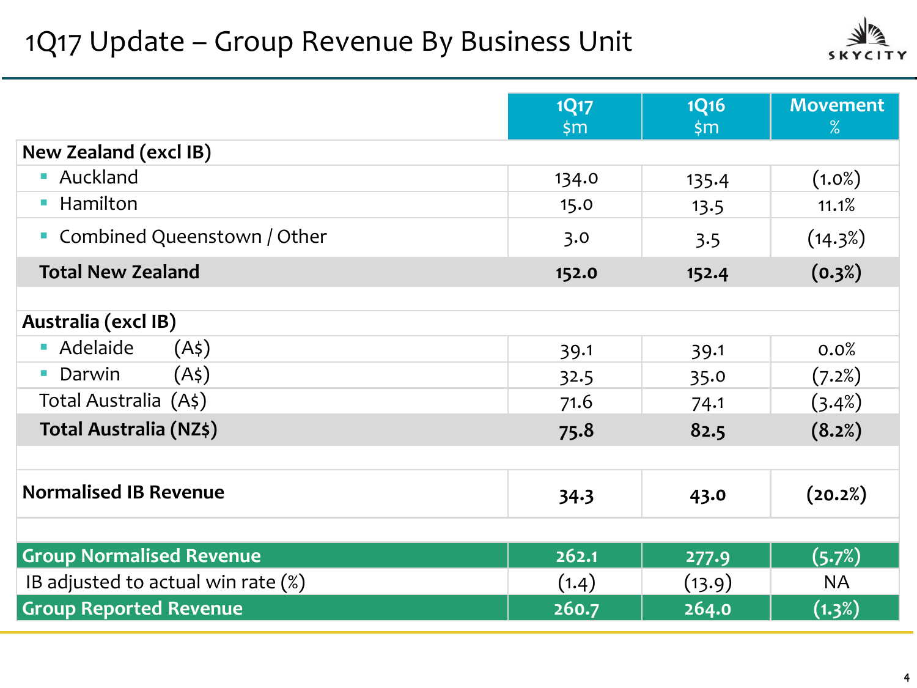# 1Q17 Update – Group Revenue By Business Unit

| | 1Q17 $m | 1Q16 $m | Movement % |
|---|---|---|---|
| **New Zealand (excl IB)** | | | |
| ▪ Auckland | 134.0 | 135.4 | (1.0%) |
| ▪ Hamilton | 15.0 | 13.5 | 11.1% |
| ▪ Combined Queenstown / Other | 3.0 | 3.5 | (14.3%) |
| **Total New Zealand** | **152.0** | **152.4** | **(0.3%)** |
| | | | |
| **Australia (excl IB)** | | | |
| ▪ Adelaide (A$) | 39.1 | 39.1 | 0.0% |
| ▪ Darwin (A$) | 32.5 | 35.0 | (7.2%) |
| Total Australia (A$) | 71.6 | 74.1 | (3.4%) |
| **Total Australia (NZ$)** | **75.8** | **82.5** | **(8.2%)** |
| | | | |
| **Normalised IB Revenue** | **34.3** | **43.0** | **(20.2%)** |
| | | | |
| **Group Normalised Revenue** | **262.1** | **277.9** | **(5.7%)** |
| IB adjusted to actual win rate (%) | (1.4) | (13.9) | NA |
| **Group Reported Revenue** | **260.7** | **264.0** | **(1.3%)** |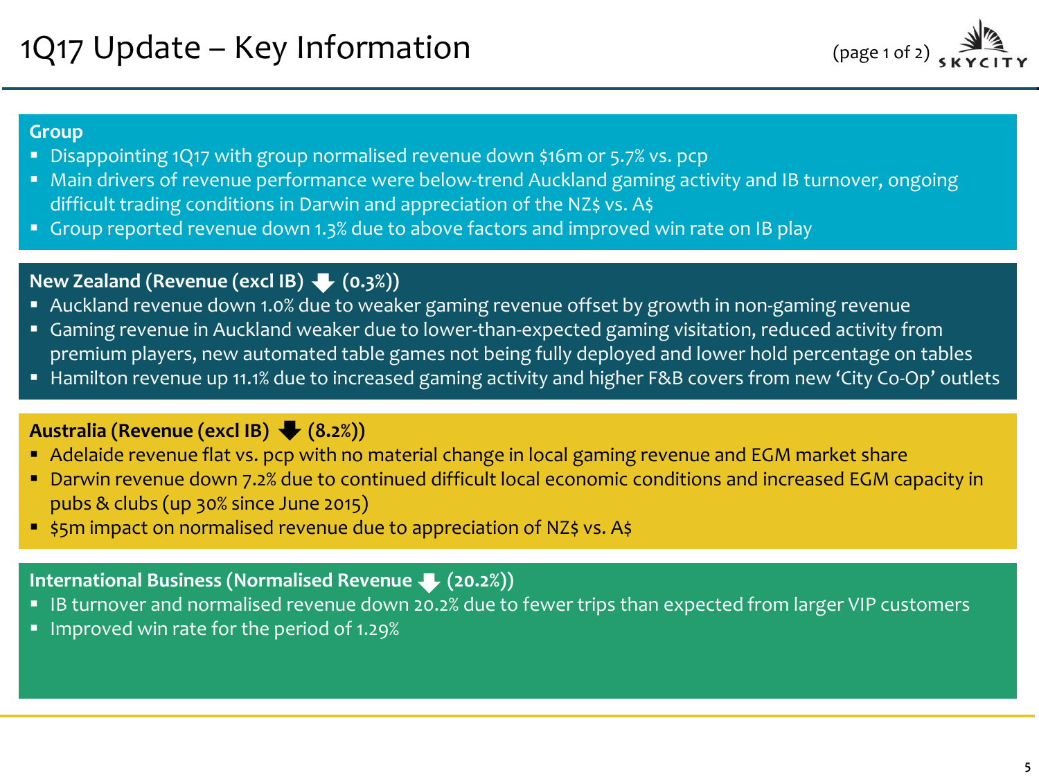# 1Q17 Update – Key Information

(page 1 of 2)

## Group

- Disappointing 1Q17 with group normalised revenue down $16m or 5.7% vs. pcp
- Main drivers of revenue performance were below-trend Auckland gaming activity and IB turnover, ongoing difficult trading conditions in Darwin and appreciation of the NZ$ vs. A$
- Group reported revenue down 1.3% due to above factors and improved win rate on IB play

## New Zealand (Revenue (excl IB) ⬇ (0.3%))

- Auckland revenue down 1.0% due to weaker gaming revenue offset by growth in non-gaming revenue
- Gaming revenue in Auckland weaker due to lower-than-expected gaming visitation, reduced activity from premium players, new automated table games not being fully deployed and lower hold percentage on tables
- Hamilton revenue up 11.1% due to increased gaming activity and higher F&B covers from new 'City Co-Op' outlets

## Australia (Revenue (excl IB) ⬇ (8.2%))

- Adelaide revenue flat vs. pcp with no material change in local gaming revenue and EGM market share
- Darwin revenue down 7.2% due to continued difficult local economic conditions and increased EGM capacity in pubs & clubs (up 30% since June 2015)
- $5m impact on normalised revenue due to appreciation of NZ$ vs. A$

## International Business (Normalised Revenue ⬇ (20.2%))

- IB turnover and normalised revenue down 20.2% due to fewer trips than expected from larger VIP customers
- Improved win rate for the period of 1.29%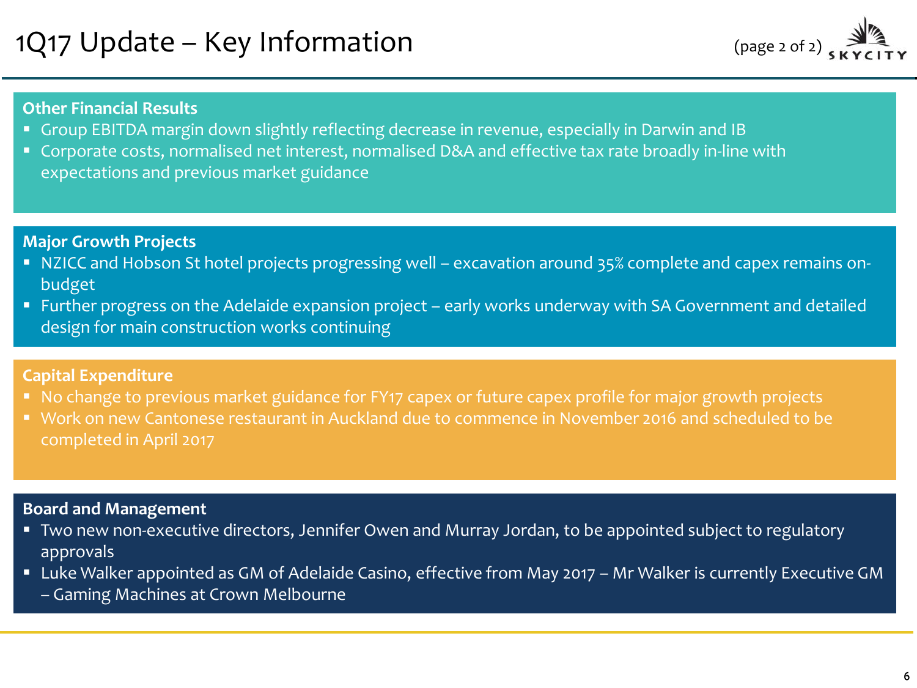# 1Q17 Update – Key Information

(page 2 of 2)

## Other Financial Results

- Group EBITDA margin down slightly reflecting decrease in revenue, especially in Darwin and IB
- Corporate costs, normalised net interest, normalised D&A and effective tax rate broadly in-line with expectations and previous market guidance

## Major Growth Projects

- NZICC and Hobson St hotel projects progressing well – excavation around 35% complete and capex remains on-budget
- Further progress on the Adelaide expansion project – early works underway with SA Government and detailed design for main construction works continuing

## Capital Expenditure

- No change to previous market guidance for FY17 capex or future capex profile for major growth projects
- Work on new Cantonese restaurant in Auckland due to commence in November 2016 and scheduled to be completed in April 2017

## Board and Management

- Two new non-executive directors, Jennifer Owen and Murray Jordan, to be appointed subject to regulatory approvals
- Luke Walker appointed as GM of Adelaide Casino, effective from May 2017 – Mr Walker is currently Executive GM – Gaming Machines at Crown Melbourne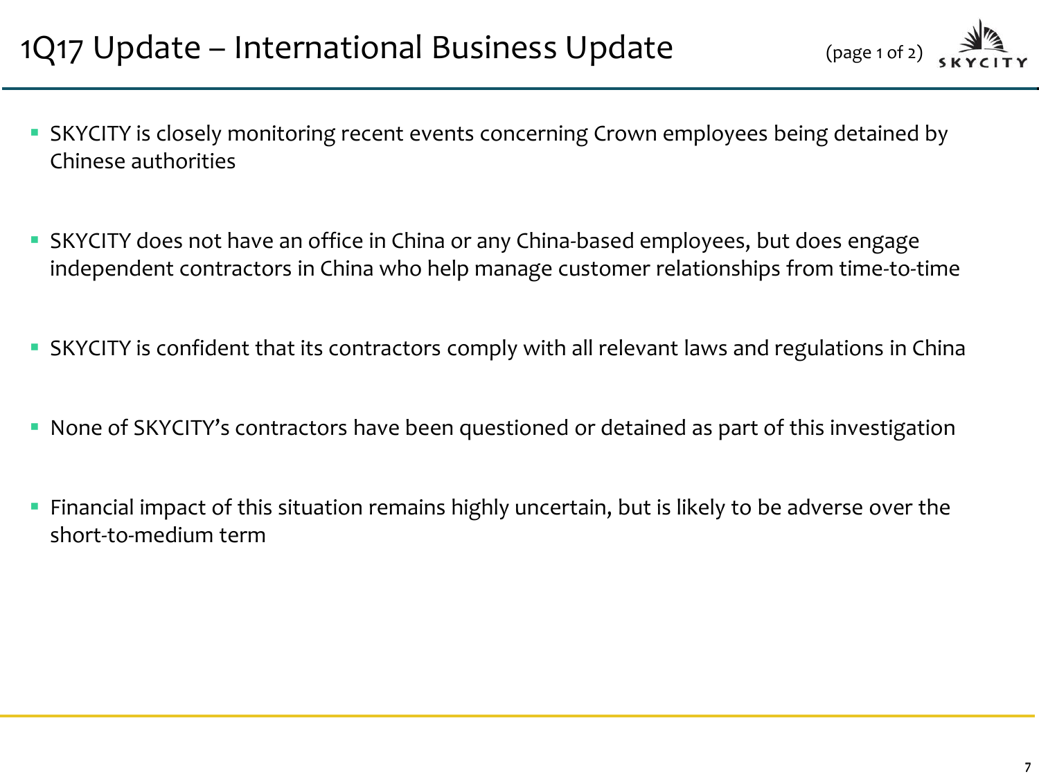# 1Q17 Update – International Business Update

(page 1 of 2)

- SKYCITY is closely monitoring recent events concerning Crown employees being detained by Chinese authorities
- SKYCITY does not have an office in China or any China-based employees, but does engage independent contractors in China who help manage customer relationships from time-to-time
- SKYCITY is confident that its contractors comply with all relevant laws and regulations in China
- None of SKYCITY's contractors have been questioned or detained as part of this investigation
- Financial impact of this situation remains highly uncertain, but is likely to be adverse over the short-to-medium term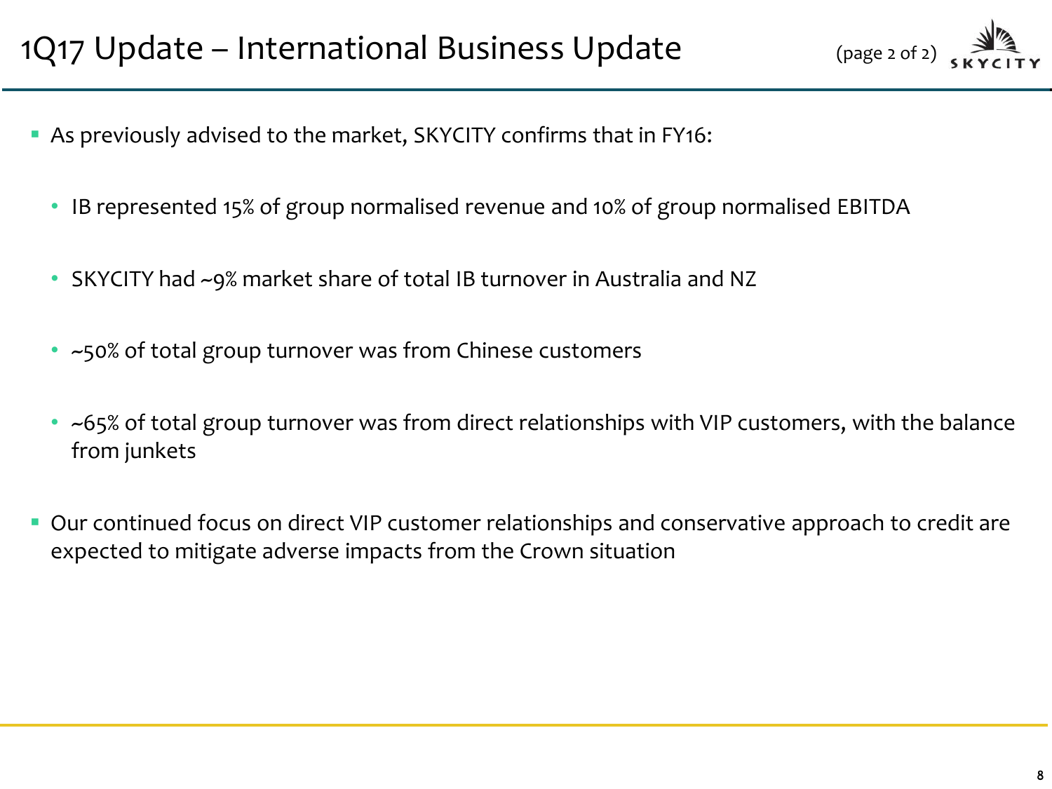# 1Q17 Update – International Business Update

(page 2 of 2)

- As previously advised to the market, SKYCITY confirms that in FY16:
  - IB represented 15% of group normalised revenue and 10% of group normalised EBITDA
  - SKYCITY had ~9% market share of total IB turnover in Australia and NZ
  - ~50% of total group turnover was from Chinese customers
  - ~65% of total group turnover was from direct relationships with VIP customers, with the balance from junkets
- Our continued focus on direct VIP customer relationships and conservative approach to credit are expected to mitigate adverse impacts from the Crown situation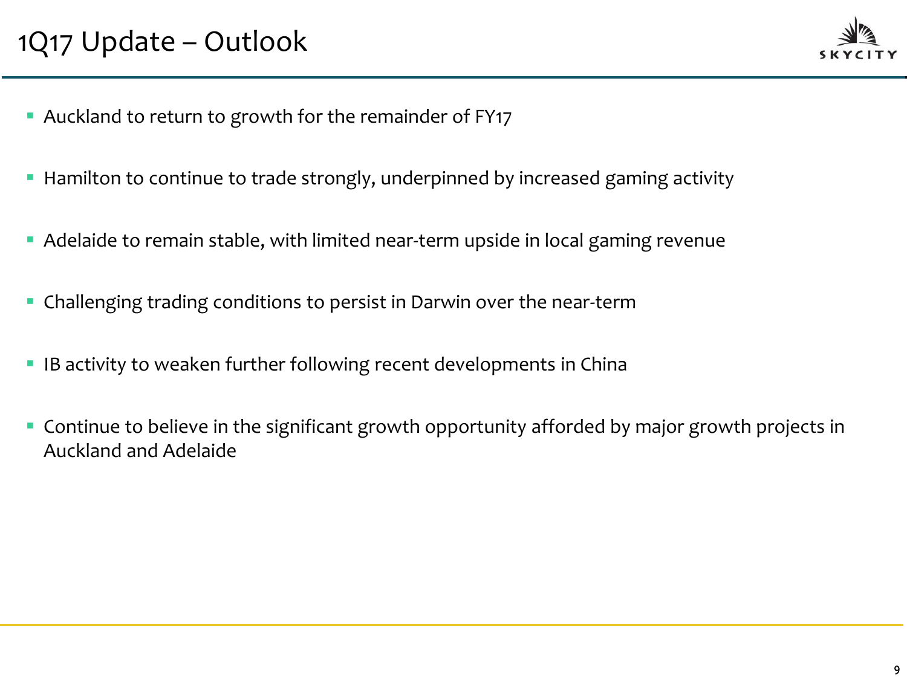# 1Q17 Update – Outlook

- Auckland to return to growth for the remainder of FY17
- Hamilton to continue to trade strongly, underpinned by increased gaming activity
- Adelaide to remain stable, with limited near-term upside in local gaming revenue
- Challenging trading conditions to persist in Darwin over the near-term
- IB activity to weaken further following recent developments in China
- Continue to believe in the significant growth opportunity afforded by major growth projects in Auckland and Adelaide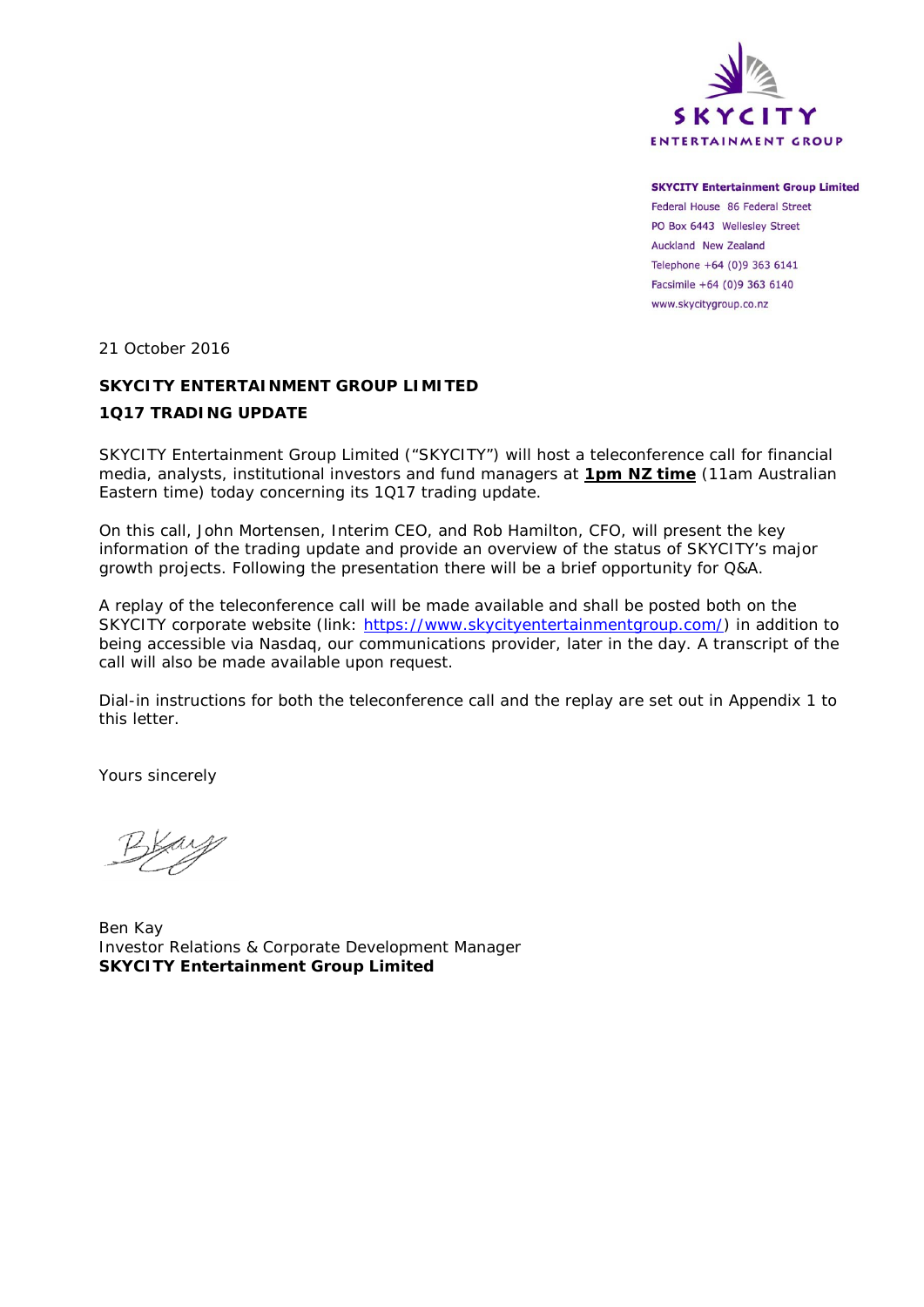**SKYCITY Entertainment Group Limited**
Federal House 86 Federal Street
PO Box 6443 Wellesley Street
Auckland New Zealand
Telephone +64 (0)9 363 6141
Facsimile +64 (0)9 363 6140
www.skycitygroup.co.nz

21 October 2016

**SKYCITY ENTERTAINMENT GROUP LIMITED**

**1Q17 TRADING UPDATE**

SKYCITY Entertainment Group Limited ("SKYCITY") will host a teleconference call for financial media, analysts, institutional investors and fund managers at **1pm NZ time** (11am Australian Eastern time) today concerning its 1Q17 trading update.

On this call, John Mortensen, Interim CEO, and Rob Hamilton, CFO, will present the key information of the trading update and provide an overview of the status of SKYCITY's major growth projects. Following the presentation there will be a brief opportunity for Q&A.

A replay of the teleconference call will be made available and shall be posted both on the SKYCITY corporate website (link: https://www.skycityentertainmentgroup.com/) in addition to being accessible via Nasdaq, our communications provider, later in the day. A transcript of the call will also be made available upon request.

Dial-in instructions for both the teleconference call and the replay are set out in Appendix 1 to this letter.

Yours sincerely

Ben Kay
Investor Relations & Corporate Development Manager
**SKYCITY Entertainment Group Limited**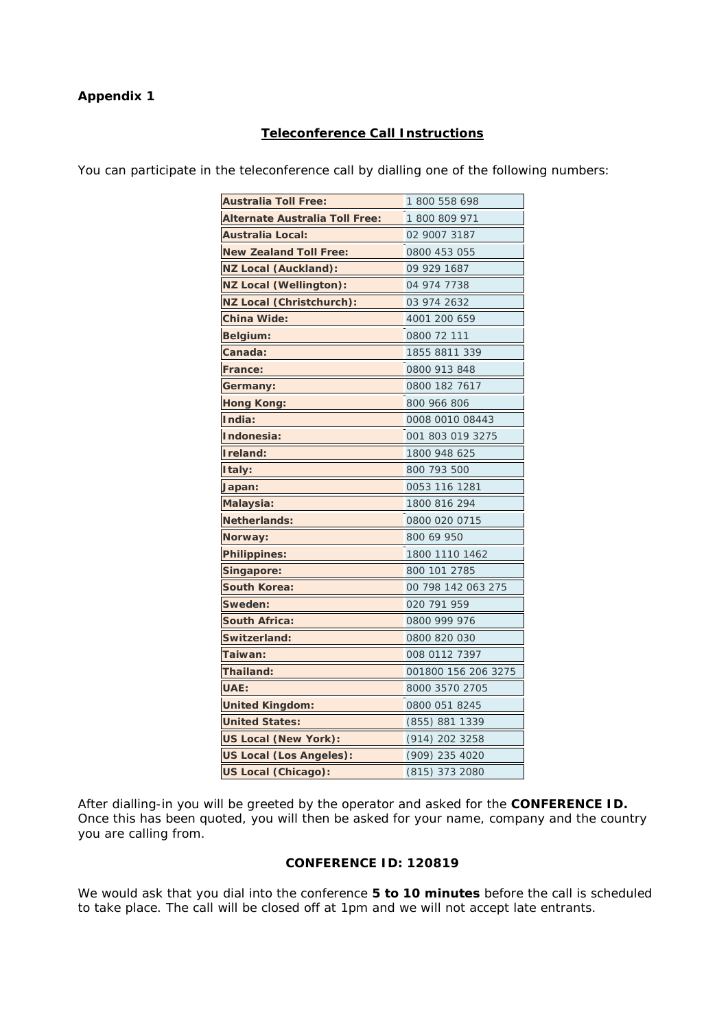**Appendix 1**

**Teleconference Call Instructions**

You can participate in the teleconference call by dialling one of the following numbers:

| | |
|---|---|
| **Australia Toll Free:** | 1 800 558 698 |
| **Alternate Australia Toll Free:** | 1 800 809 971 |
| **Australia Local:** | 02 9007 3187 |
| **New Zealand Toll Free:** | 0800 453 055 |
| **NZ Local (Auckland):** | 09 929 1687 |
| **NZ Local (Wellington):** | 04 974 7738 |
| **NZ Local (Christchurch):** | 03 974 2632 |
| **China Wide:** | 4001 200 659 |
| **Belgium:** | 0800 72 111 |
| **Canada:** | 1855 8811 339 |
| **France:** | 0800 913 848 |
| **Germany:** | 0800 182 7617 |
| **Hong Kong:** | 800 966 806 |
| **India:** | 0008 0010 08443 |
| **Indonesia:** | 001 803 019 3275 |
| **Ireland:** | 1800 948 625 |
| **Italy:** | 800 793 500 |
| **Japan:** | 0053 116 1281 |
| **Malaysia:** | 1800 816 294 |
| **Netherlands:** | 0800 020 0715 |
| **Norway:** | 800 69 950 |
| **Philippines:** | 1800 1110 1462 |
| **Singapore:** | 800 101 2785 |
| **South Korea:** | 00 798 142 063 275 |
| **Sweden:** | 020 791 959 |
| **South Africa:** | 0800 999 976 |
| **Switzerland:** | 0800 820 030 |
| **Taiwan:** | 008 0112 7397 |
| **Thailand:** | 001800 156 206 3275 |
| **UAE:** | 8000 3570 2705 |
| **United Kingdom:** | 0800 051 8245 |
| **United States:** | (855) 881 1339 |
| **US Local (New York):** | (914) 202 3258 |
| **US Local (Los Angeles):** | (909) 235 4020 |
| **US Local (Chicago):** | (815) 373 2080 |

After dialling-in you will be greeted by the operator and asked for the **CONFERENCE ID.** Once this has been quoted, you will then be asked for your name, company and the country you are calling from.

**CONFERENCE ID: 120819**

We would ask that you dial into the conference **5 to 10 minutes** before the call is scheduled to take place. The call will be closed off at 1pm and we will not accept late entrants.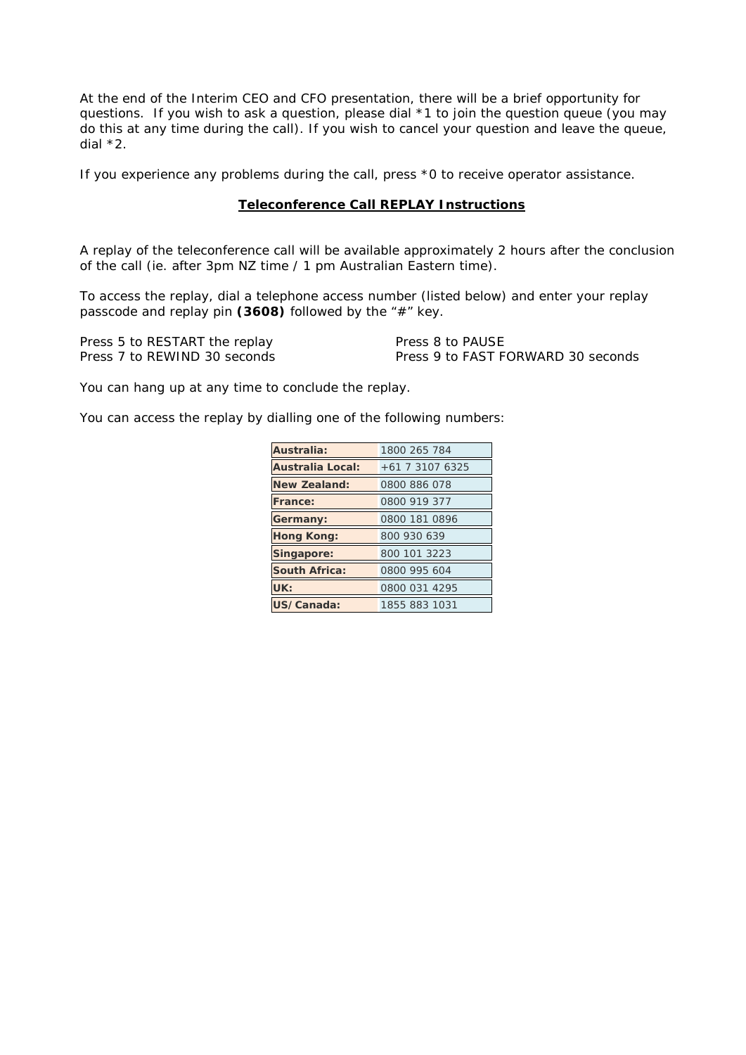At the end of the Interim CEO and CFO presentation, there will be a brief opportunity for questions. If you wish to ask a question, please dial *1 to join the question queue (you may do this at any time during the call). If you wish to cancel your question and leave the queue, dial *2.

If you experience any problems during the call, press *0 to receive operator assistance.

**Teleconference Call REPLAY Instructions**

A replay of the teleconference call will be available approximately 2 hours after the conclusion of the call (ie. after 3pm NZ time / 1 pm Australian Eastern time).

To access the replay, dial a telephone access number (listed below) and enter your replay passcode and replay pin **(3608)** followed by the "#" key.

Press 5 to RESTART the replay
Press 7 to REWIND 30 seconds
Press 8 to PAUSE
Press 9 to FAST FORWARD 30 seconds

You can hang up at any time to conclude the replay.

You can access the replay by dialling one of the following numbers:

| | |
|---|---|
| **Australia:** | 1800 265 784 |
| **Australia Local:** | +61 7 3107 6325 |
| **New Zealand:** | 0800 886 078 |
| **France:** | 0800 919 377 |
| **Germany:** | 0800 181 0896 |
| **Hong Kong:** | 800 930 639 |
| **Singapore:** | 800 101 3223 |
| **South Africa:** | 0800 995 604 |
| **UK:** | 0800 031 4295 |
| **US/Canada:** | 1855 883 1031 |